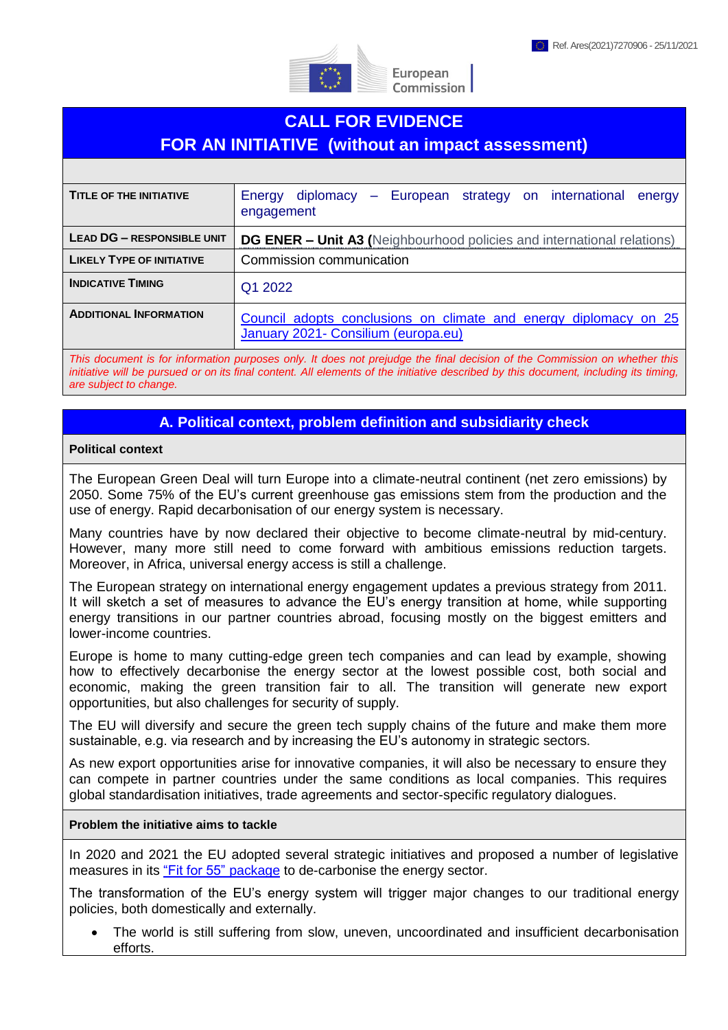Ref. Ares(2021)7270906 - 25/11/2021

# CALL FOR EVIDENCE FOR AN INITIATIVE (without an impact assessment)

| | |
|---|---|
| **TITLE OF THE INITIATIVE** | Energy diplomacy – European strategy on international energy engagement |
| **LEAD DG – RESPONSIBLE UNIT** | **DG ENER – Unit A3 (**Neighbourhood policies and international relations) |
| **LIKELY TYPE OF INITIATIVE** | Commission communication |
| **INDICATIVE TIMING** | Q1 2022 |
| **ADDITIONAL INFORMATION** | [Council adopts conclusions on climate and energy diplomacy on 25 January 2021- Consilium (europa.eu)]() |

*This document is for information purposes only. It does not prejudge the final decision of the Commission on whether this initiative will be pursued or on its final content. All elements of the initiative described by this document, including its timing, are subject to change.*

## A. Political context, problem definition and subsidiarity check

### Political context

The European Green Deal will turn Europe into a climate-neutral continent (net zero emissions) by 2050. Some 75% of the EU's current greenhouse gas emissions stem from the production and the use of energy. Rapid decarbonisation of our energy system is necessary.

Many countries have by now declared their objective to become climate-neutral by mid-century. However, many more still need to come forward with ambitious emissions reduction targets. Moreover, in Africa, universal energy access is still a challenge.

The European strategy on international energy engagement updates a previous strategy from 2011. It will sketch a set of measures to advance the EU's energy transition at home, while supporting energy transitions in our partner countries abroad, focusing mostly on the biggest emitters and lower-income countries.

Europe is home to many cutting-edge green tech companies and can lead by example, showing how to effectively decarbonise the energy sector at the lowest possible cost, both social and economic, making the green transition fair to all. The transition will generate new export opportunities, but also challenges for security of supply.

The EU will diversify and secure the green tech supply chains of the future and make them more sustainable, e.g. via research and by increasing the EU's autonomy in strategic sectors.

As new export opportunities arise for innovative companies, it will also be necessary to ensure they can compete in partner countries under the same conditions as local companies. This requires global standardisation initiatives, trade agreements and sector-specific regulatory dialogues.

### Problem the initiative aims to tackle

In 2020 and 2021 the EU adopted several strategic initiatives and proposed a number of legislative measures in its ["Fit for 55" package]() to de-carbonise the energy sector.

The transformation of the EU's energy system will trigger major changes to our traditional energy policies, both domestically and externally.

- The world is still suffering from slow, uneven, uncoordinated and insufficient decarbonisation efforts.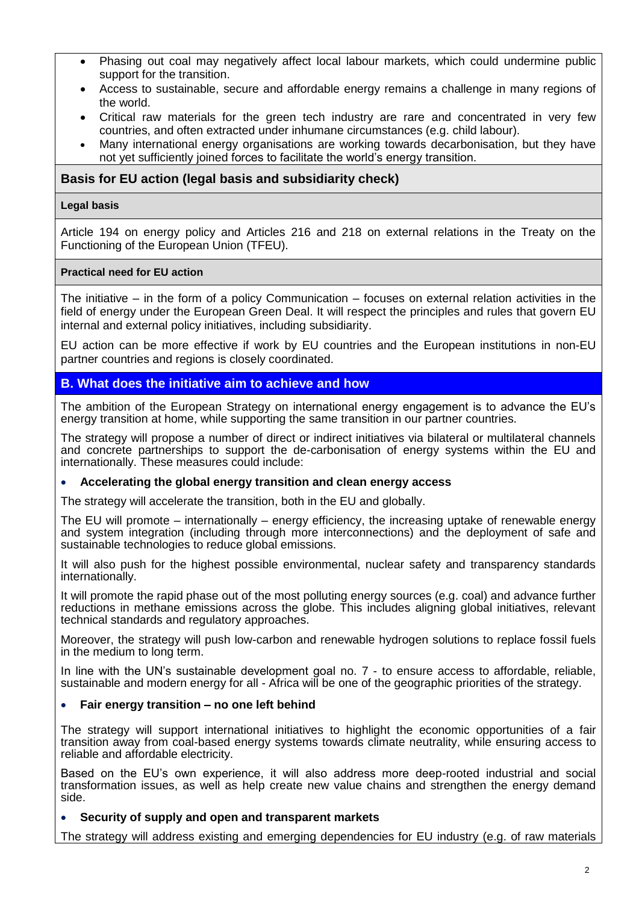- Phasing out coal may negatively affect local labour markets, which could undermine public support for the transition.
- Access to sustainable, secure and affordable energy remains a challenge in many regions of the world.
- Critical raw materials for the green tech industry are rare and concentrated in very few countries, and often extracted under inhumane circumstances (e.g. child labour).
- Many international energy organisations are working towards decarbonisation, but they have not yet sufficiently joined forces to facilitate the world's energy transition.

## Basis for EU action (legal basis and subsidiarity check)

#### Legal basis

Article 194 on energy policy and Articles 216 and 218 on external relations in the Treaty on the Functioning of the European Union (TFEU).

#### Practical need for EU action

The initiative – in the form of a policy Communication – focuses on external relation activities in the field of energy under the European Green Deal. It will respect the principles and rules that govern EU internal and external policy initiatives, including subsidiarity.

EU action can be more effective if work by EU countries and the European institutions in non-EU partner countries and regions is closely coordinated.

## B. What does the initiative aim to achieve and how

The ambition of the European Strategy on international energy engagement is to advance the EU's energy transition at home, while supporting the same transition in our partner countries.

The strategy will propose a number of direct or indirect initiatives via bilateral or multilateral channels and concrete partnerships to support the de-carbonisation of energy systems within the EU and internationally. These measures could include:

- **Accelerating the global energy transition and clean energy access**

The strategy will accelerate the transition, both in the EU and globally.

The EU will promote – internationally – energy efficiency, the increasing uptake of renewable energy and system integration (including through more interconnections) and the deployment of safe and sustainable technologies to reduce global emissions.

It will also push for the highest possible environmental, nuclear safety and transparency standards internationally.

It will promote the rapid phase out of the most polluting energy sources (e.g. coal) and advance further reductions in methane emissions across the globe. This includes aligning global initiatives, relevant technical standards and regulatory approaches.

Moreover, the strategy will push low-carbon and renewable hydrogen solutions to replace fossil fuels in the medium to long term.

In line with the UN's sustainable development goal no. 7 - to ensure access to affordable, reliable, sustainable and modern energy for all - Africa will be one of the geographic priorities of the strategy.

- **Fair energy transition – no one left behind**

The strategy will support international initiatives to highlight the economic opportunities of a fair transition away from coal-based energy systems towards climate neutrality, while ensuring access to reliable and affordable electricity.

Based on the EU's own experience, it will also address more deep-rooted industrial and social transformation issues, as well as help create new value chains and strengthen the energy demand side.

- **Security of supply and open and transparent markets**

The strategy will address existing and emerging dependencies for EU industry (e.g. of raw materials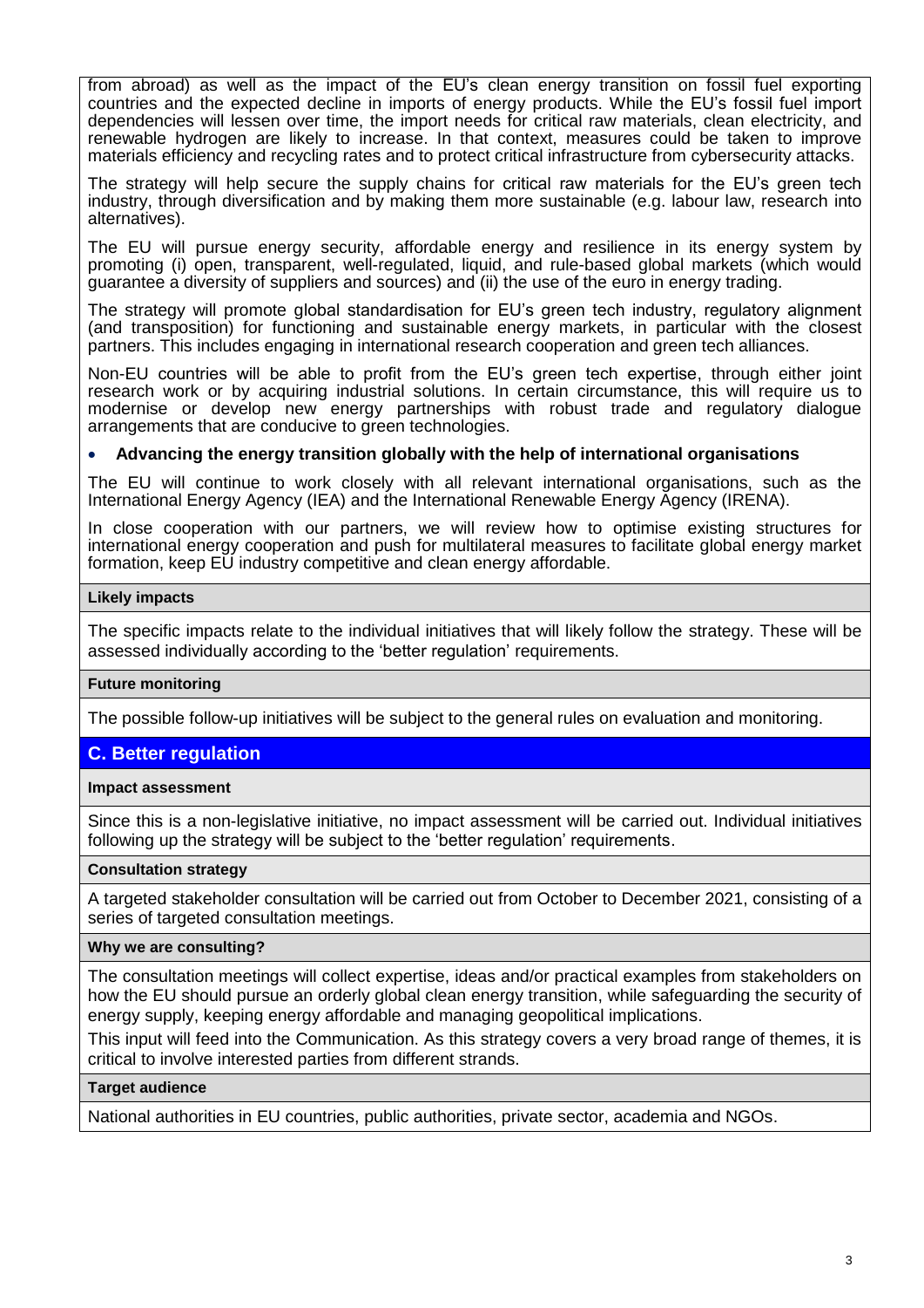from abroad) as well as the impact of the EU's clean energy transition on fossil fuel exporting countries and the expected decline in imports of energy products. While the EU's fossil fuel import dependencies will lessen over time, the import needs for critical raw materials, clean electricity, and renewable hydrogen are likely to increase. In that context, measures could be taken to improve materials efficiency and recycling rates and to protect critical infrastructure from cybersecurity attacks.

The strategy will help secure the supply chains for critical raw materials for the EU's green tech industry, through diversification and by making them more sustainable (e.g. labour law, research into alternatives).

The EU will pursue energy security, affordable energy and resilience in its energy system by promoting (i) open, transparent, well-regulated, liquid, and rule-based global markets (which would guarantee a diversity of suppliers and sources) and (ii) the use of the euro in energy trading.

The strategy will promote global standardisation for EU's green tech industry, regulatory alignment (and transposition) for functioning and sustainable energy markets, in particular with the closest partners. This includes engaging in international research cooperation and green tech alliances.

Non-EU countries will be able to profit from the EU's green tech expertise, through either joint research work or by acquiring industrial solutions. In certain circumstance, this will require us to modernise or develop new energy partnerships with robust trade and regulatory dialogue arrangements that are conducive to green technologies.

- **Advancing the energy transition globally with the help of international organisations**

The EU will continue to work closely with all relevant international organisations, such as the International Energy Agency (IEA) and the International Renewable Energy Agency (IRENA).

In close cooperation with our partners, we will review how to optimise existing structures for international energy cooperation and push for multilateral measures to facilitate global energy market formation, keep EU industry competitive and clean energy affordable.

**Likely impacts**

The specific impacts relate to the individual initiatives that will likely follow the strategy. These will be assessed individually according to the 'better regulation' requirements.

**Future monitoring**

The possible follow-up initiatives will be subject to the general rules on evaluation and monitoring.

## C. Better regulation

**Impact assessment**

Since this is a non-legislative initiative, no impact assessment will be carried out. Individual initiatives following up the strategy will be subject to the 'better regulation' requirements.

**Consultation strategy**

A targeted stakeholder consultation will be carried out from October to December 2021, consisting of a series of targeted consultation meetings.

**Why we are consulting?**

The consultation meetings will collect expertise, ideas and/or practical examples from stakeholders on how the EU should pursue an orderly global clean energy transition, while safeguarding the security of energy supply, keeping energy affordable and managing geopolitical implications.

This input will feed into the Communication. As this strategy covers a very broad range of themes, it is critical to involve interested parties from different strands.

**Target audience**

National authorities in EU countries, public authorities, private sector, academia and NGOs.